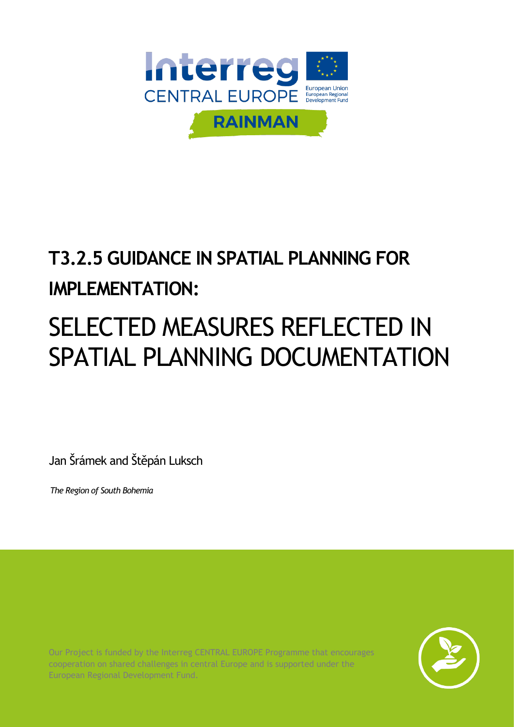Interreg
CENTRAL EUROPE

European Union
European Regional Development Fund

RAINMAN

# T3.2.5 GUIDANCE IN SPATIAL PLANNING FOR IMPLEMENTATION:

# SELECTED MEASURES REFLECTED IN SPATIAL PLANNING DOCUMENTATION

Jan Šrámek and Štěpán Luksch

*The Region of South Bohemia*

Our Project is funded by the Interreg CENTRAL EUROPE Programme that encourages cooperation on shared challenges in central Europe and is supported under the European Regional Development Fund.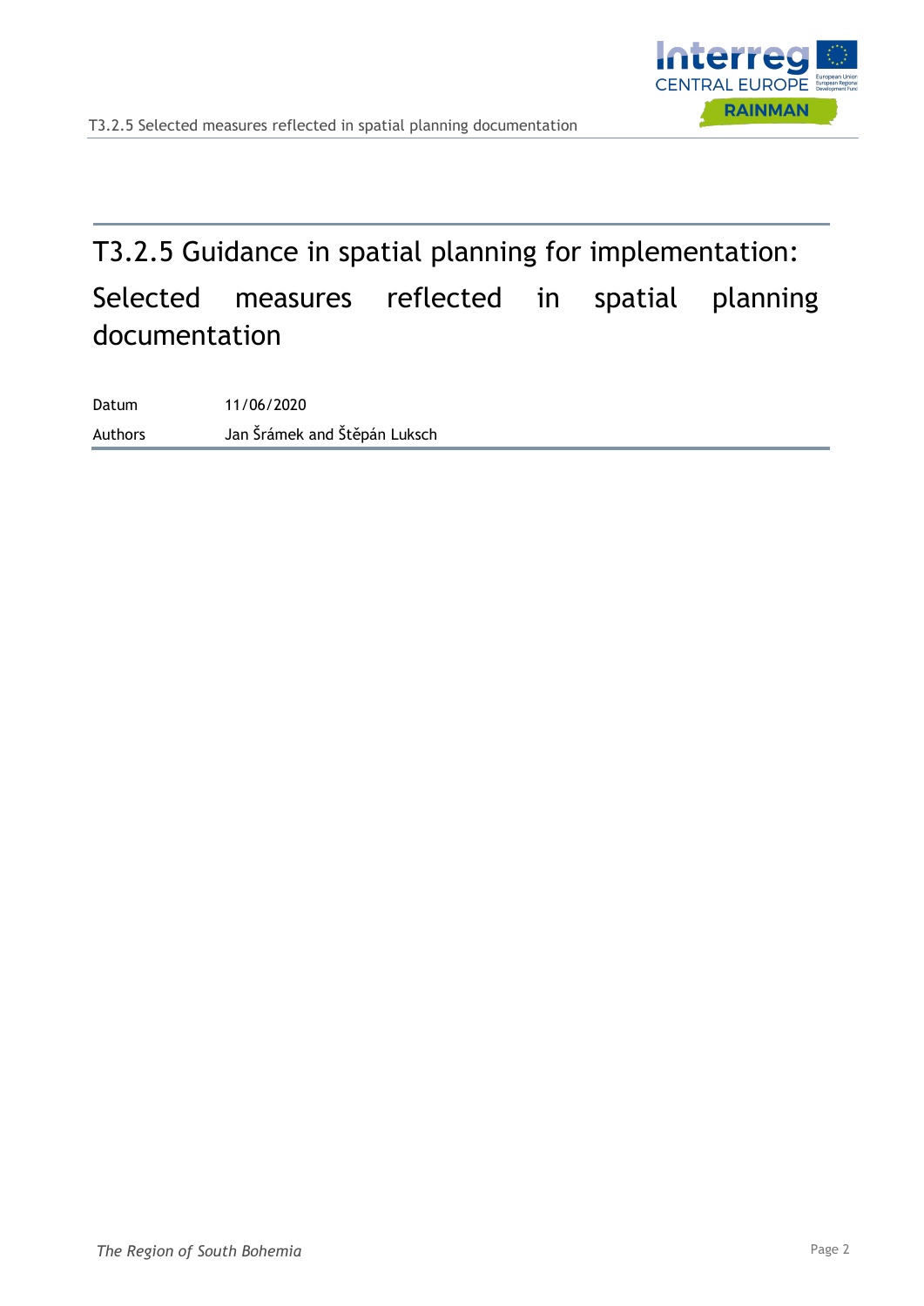# T3.2.5 Guidance in spatial planning for implementation: Selected measures reflected in spatial planning documentation

| Datum | 11/06/2020 |
|---|---|
| Authors | Jan Šrámek and Štěpán Luksch |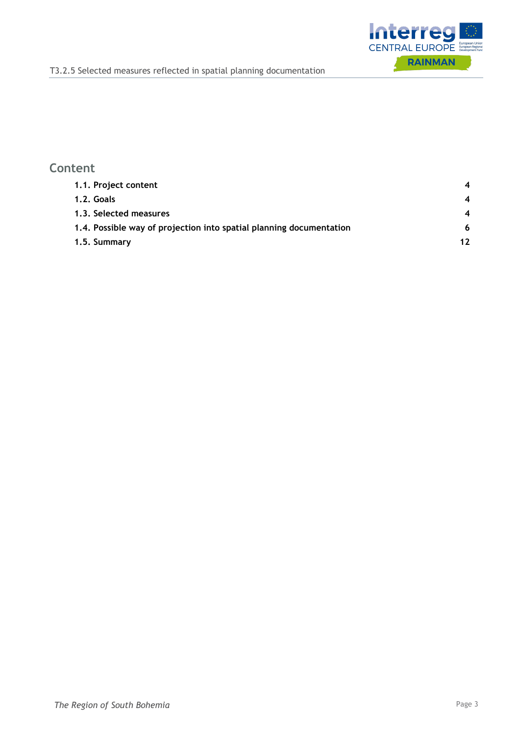## Content

| | |
|---|---|
| **1.1. Project content** | **4** |
| **1.2. Goals** | **4** |
| **1.3. Selected measures** | **4** |
| **1.4. Possible way of projection into spatial planning documentation** | **6** |
| **1.5. Summary** | **12** |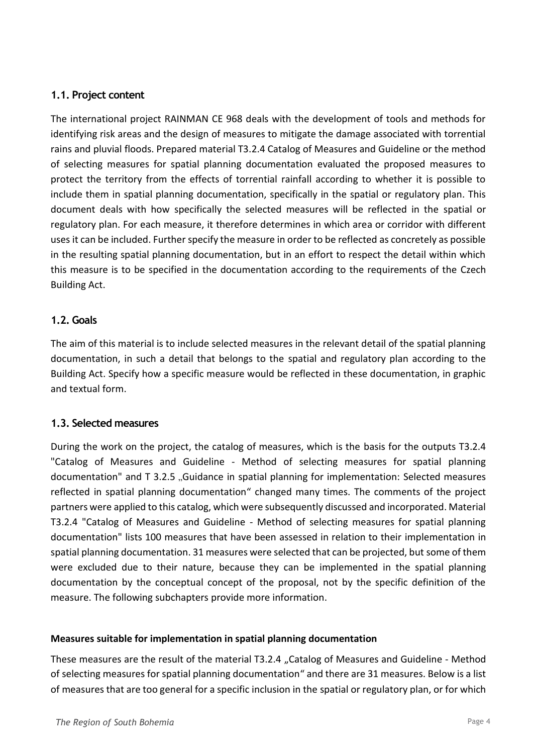## 1.1. Project content

The international project RAINMAN CE 968 deals with the development of tools and methods for identifying risk areas and the design of measures to mitigate the damage associated with torrential rains and pluvial floods. Prepared material T3.2.4 Catalog of Measures and Guideline or the method of selecting measures for spatial planning documentation evaluated the proposed measures to protect the territory from the effects of torrential rainfall according to whether it is possible to include them in spatial planning documentation, specifically in the spatial or regulatory plan. This document deals with how specifically the selected measures will be reflected in the spatial or regulatory plan. For each measure, it therefore determines in which area or corridor with different uses it can be included. Further specify the measure in order to be reflected as concretely as possible in the resulting spatial planning documentation, but in an effort to respect the detail within which this measure is to be specified in the documentation according to the requirements of the Czech Building Act.

## 1.2. Goals

The aim of this material is to include selected measures in the relevant detail of the spatial planning documentation, in such a detail that belongs to the spatial and regulatory plan according to the Building Act. Specify how a specific measure would be reflected in these documentation, in graphic and textual form.

## 1.3. Selected measures

During the work on the project, the catalog of measures, which is the basis for the outputs T3.2.4 "Catalog of Measures and Guideline - Method of selecting measures for spatial planning documentation" and T 3.2.5 „Guidance in spatial planning for implementation: Selected measures reflected in spatial planning documentation“ changed many times. The comments of the project partners were applied to this catalog, which were subsequently discussed and incorporated. Material T3.2.4 "Catalog of Measures and Guideline - Method of selecting measures for spatial planning documentation" lists 100 measures that have been assessed in relation to their implementation in spatial planning documentation. 31 measures were selected that can be projected, but some of them were excluded due to their nature, because they can be implemented in the spatial planning documentation by the conceptual concept of the proposal, not by the specific definition of the measure. The following subchapters provide more information.

**Measures suitable for implementation in spatial planning documentation**

These measures are the result of the material T3.2.4 „Catalog of Measures and Guideline - Method of selecting measures for spatial planning documentation“ and there are 31 measures. Below is a list of measures that are too general for a specific inclusion in the spatial or regulatory plan, or for which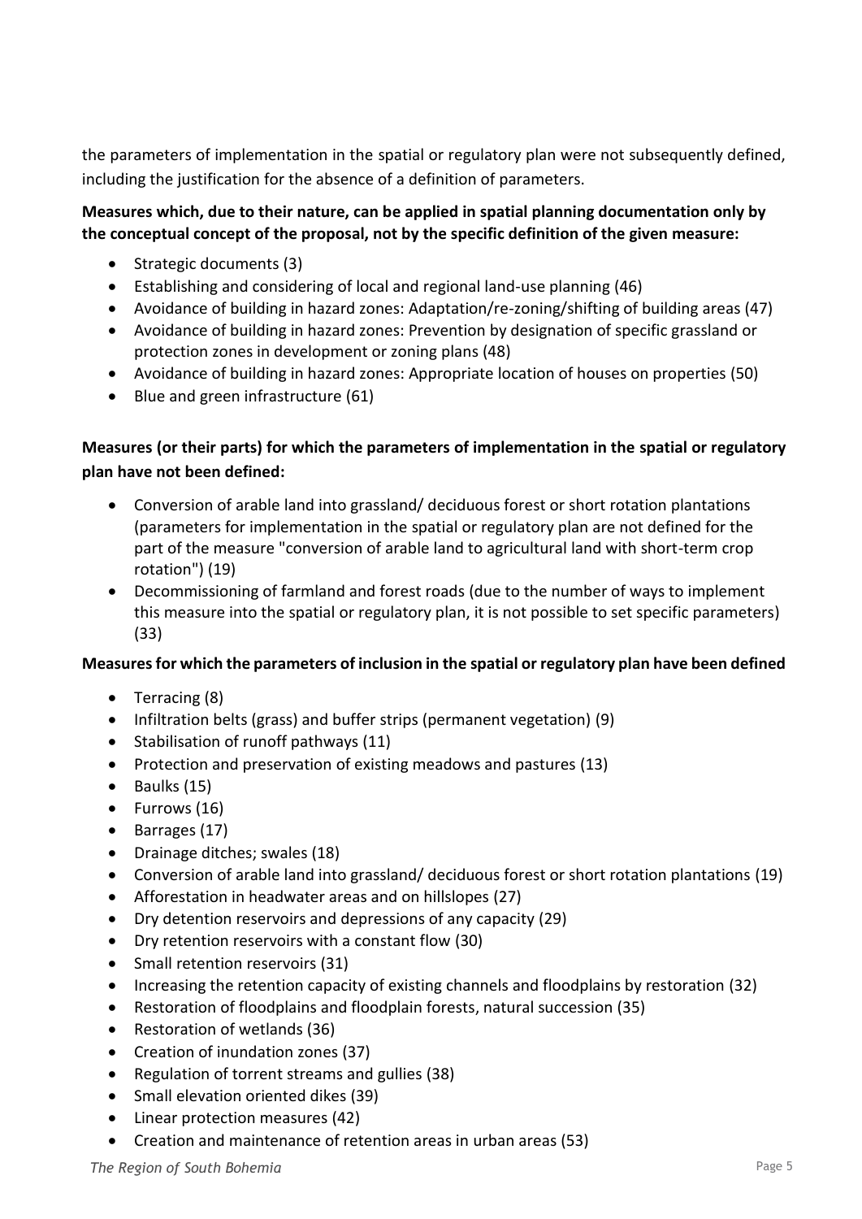the parameters of implementation in the spatial or regulatory plan were not subsequently defined, including the justification for the absence of a definition of parameters.

**Measures which, due to their nature, can be applied in spatial planning documentation only by the conceptual concept of the proposal, not by the specific definition of the given measure:**

- Strategic documents (3)
- Establishing and considering of local and regional land-use planning (46)
- Avoidance of building in hazard zones: Adaptation/re-zoning/shifting of building areas (47)
- Avoidance of building in hazard zones: Prevention by designation of specific grassland or protection zones in development or zoning plans (48)
- Avoidance of building in hazard zones: Appropriate location of houses on properties (50)
- Blue and green infrastructure (61)

**Measures (or their parts) for which the parameters of implementation in the spatial or regulatory plan have not been defined:**

- Conversion of arable land into grassland/ deciduous forest or short rotation plantations (parameters for implementation in the spatial or regulatory plan are not defined for the part of the measure "conversion of arable land to agricultural land with short-term crop rotation") (19)
- Decommissioning of farmland and forest roads (due to the number of ways to implement this measure into the spatial or regulatory plan, it is not possible to set specific parameters) (33)

**Measures for which the parameters of inclusion in the spatial or regulatory plan have been defined**

- Terracing (8)
- Infiltration belts (grass) and buffer strips (permanent vegetation) (9)
- Stabilisation of runoff pathways (11)
- Protection and preservation of existing meadows and pastures (13)
- Baulks (15)
- Furrows (16)
- Barrages (17)
- Drainage ditches; swales (18)
- Conversion of arable land into grassland/ deciduous forest or short rotation plantations (19)
- Afforestation in headwater areas and on hillslopes (27)
- Dry detention reservoirs and depressions of any capacity (29)
- Dry retention reservoirs with a constant flow (30)
- Small retention reservoirs (31)
- Increasing the retention capacity of existing channels and floodplains by restoration (32)
- Restoration of floodplains and floodplain forests, natural succession (35)
- Restoration of wetlands (36)
- Creation of inundation zones (37)
- Regulation of torrent streams and gullies (38)
- Small elevation oriented dikes (39)
- Linear protection measures (42)
- Creation and maintenance of retention areas in urban areas (53)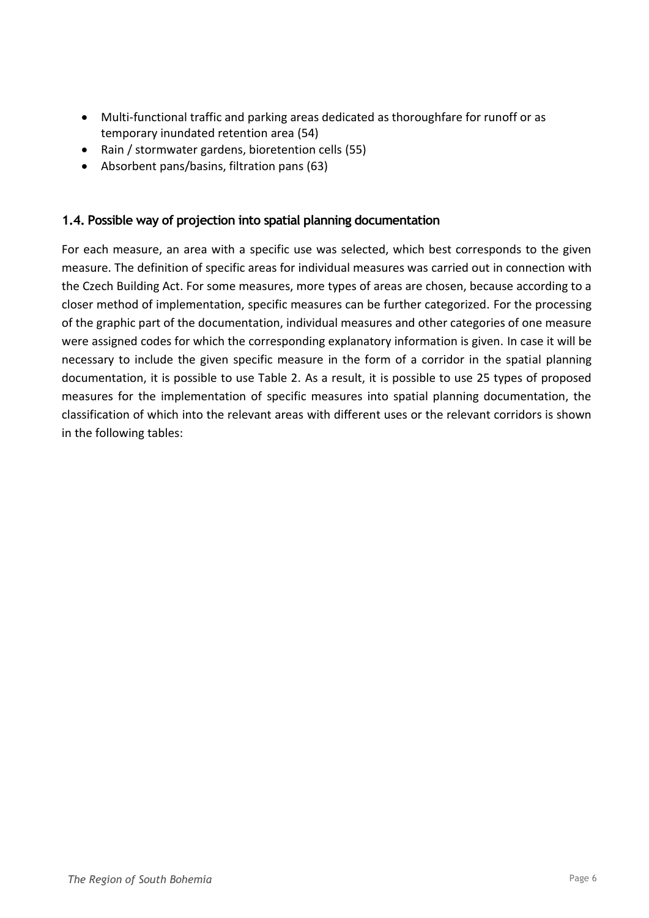- Multi-functional traffic and parking areas dedicated as thoroughfare for runoff or as temporary inundated retention area (54)
- Rain / stormwater gardens, bioretention cells (55)
- Absorbent pans/basins, filtration pans (63)

### 1.4. Possible way of projection into spatial planning documentation

For each measure, an area with a specific use was selected, which best corresponds to the given measure. The definition of specific areas for individual measures was carried out in connection with the Czech Building Act. For some measures, more types of areas are chosen, because according to a closer method of implementation, specific measures can be further categorized. For the processing of the graphic part of the documentation, individual measures and other categories of one measure were assigned codes for which the corresponding explanatory information is given. In case it will be necessary to include the given specific measure in the form of a corridor in the spatial planning documentation, it is possible to use Table 2. As a result, it is possible to use 25 types of proposed measures for the implementation of specific measures into spatial planning documentation, the classification of which into the relevant areas with different uses or the relevant corridors is shown in the following tables: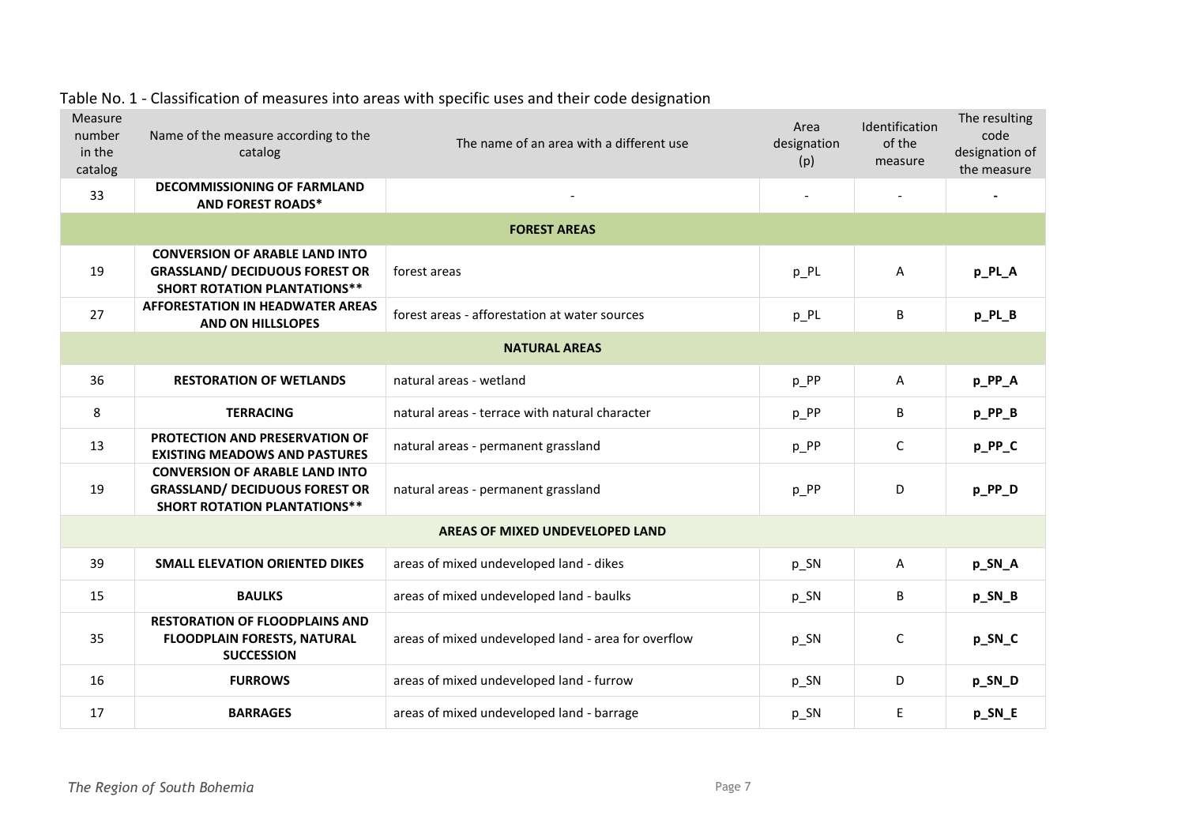Table No. 1 - Classification of measures into areas with specific uses and their code designation

| Measure number in the catalog | Name of the measure according to the catalog | The name of an area with a different use | Area designation (p) | Identification of the measure | The resulting code designation of the measure |
|---|---|---|---|---|---|
| 33 | **DECOMMISSIONING OF FARMLAND AND FOREST ROADS*** | - | - | - | **-** |
| | | **FOREST AREAS** | | | |
| 19 | **CONVERSION OF ARABLE LAND INTO GRASSLAND/ DECIDUOUS FOREST OR SHORT ROTATION PLANTATIONS**** | forest areas | p_PL | A | **p_PL_A** |
| 27 | **AFFORESTATION IN HEADWATER AREAS AND ON HILLSLOPES** | forest areas - afforestation at water sources | p_PL | B | **p_PL_B** |
| | | **NATURAL AREAS** | | | |
| 36 | **RESTORATION OF WETLANDS** | natural areas - wetland | p_PP | A | **p_PP_A** |
| 8 | **TERRACING** | natural areas - terrace with natural character | p_PP | B | **p_PP_B** |
| 13 | **PROTECTION AND PRESERVATION OF EXISTING MEADOWS AND PASTURES** | natural areas - permanent grassland | p_PP | C | **p_PP_C** |
| 19 | **CONVERSION OF ARABLE LAND INTO GRASSLAND/ DECIDUOUS FOREST OR SHORT ROTATION PLANTATIONS**** | natural areas - permanent grassland | p_PP | D | **p_PP_D** |
| | | **AREAS OF MIXED UNDEVELOPED LAND** | | | |
| 39 | **SMALL ELEVATION ORIENTED DIKES** | areas of mixed undeveloped land - dikes | p_SN | A | **p_SN_A** |
| 15 | **BAULKS** | areas of mixed undeveloped land - baulks | p_SN | B | **p_SN_B** |
| 35 | **RESTORATION OF FLOODPLAINS AND FLOODPLAIN FORESTS, NATURAL SUCCESSION** | areas of mixed undeveloped land - area for overflow | p_SN | C | **p_SN_C** |
| 16 | **FURROWS** | areas of mixed undeveloped land - furrow | p_SN | D | **p_SN_D** |
| 17 | **BARRAGES** | areas of mixed undeveloped land - barrage | p_SN | E | **p_SN_E** |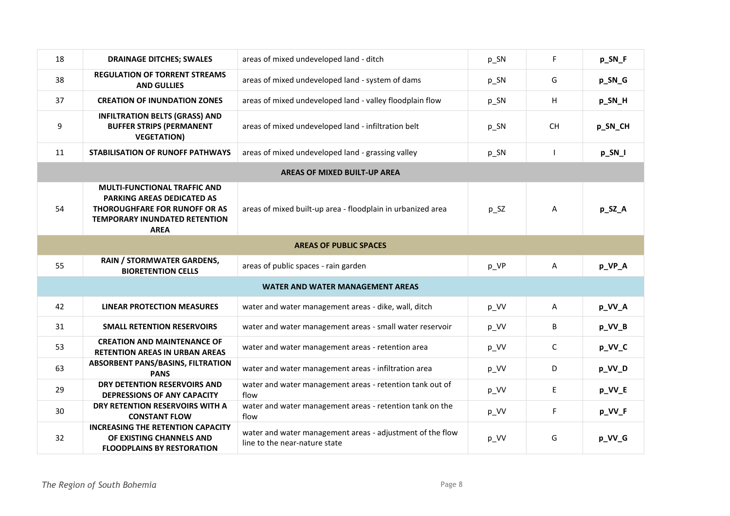| | | | | | |
|---|---|---|---|---|---|
| 18 | **DRAINAGE DITCHES; SWALES** | areas of mixed undeveloped land - ditch | p_SN | F | **p_SN_F** |
| 38 | **REGULATION OF TORRENT STREAMS AND GULLIES** | areas of mixed undeveloped land - system of dams | p_SN | G | **p_SN_G** |
| 37 | **CREATION OF INUNDATION ZONES** | areas of mixed undeveloped land - valley floodplain flow | p_SN | H | **p_SN_H** |
| 9 | **INFILTRATION BELTS (GRASS) AND BUFFER STRIPS (PERMANENT VEGETATION)** | areas of mixed undeveloped land - infiltration belt | p_SN | CH | **p_SN_CH** |
| 11 | **STABILISATION OF RUNOFF PATHWAYS** | areas of mixed undeveloped land - grassing valley | p_SN | I | **p_SN_I** |
| | | **AREAS OF MIXED BUILT-UP AREA** | | | |
| 54 | **MULTI-FUNCTIONAL TRAFFIC AND PARKING AREAS DEDICATED AS THOROUGHFARE FOR RUNOFF OR AS TEMPORARY INUNDATED RETENTION AREA** | areas of mixed built-up area - floodplain in urbanized area | p_SZ | A | **p_SZ_A** |
| | | **AREAS OF PUBLIC SPACES** | | | |
| 55 | **RAIN / STORMWATER GARDENS, BIORETENTION CELLS** | areas of public spaces - rain garden | p_VP | A | **p_VP_A** |
| | | **WATER AND WATER MANAGEMENT AREAS** | | | |
| 42 | **LINEAR PROTECTION MEASURES** | water and water management areas - dike, wall, ditch | p_VV | A | **p_VV_A** |
| 31 | **SMALL RETENTION RESERVOIRS** | water and water management areas - small water reservoir | p_VV | B | **p_VV_B** |
| 53 | **CREATION AND MAINTENANCE OF RETENTION AREAS IN URBAN AREAS** | water and water management areas - retention area | p_VV | C | **p_VV_C** |
| 63 | **ABSORBENT PANS/BASINS, FILTRATION PANS** | water and water management areas - infiltration area | p_VV | D | **p_VV_D** |
| 29 | **DRY DETENTION RESERVOIRS AND DEPRESSIONS OF ANY CAPACITY** | water and water management areas - retention tank out of flow | p_VV | E | **p_VV_E** |
| 30 | **DRY RETENTION RESERVOIRS WITH A CONSTANT FLOW** | water and water management areas - retention tank on the flow | p_VV | F | **p_VV_F** |
| 32 | **INCREASING THE RETENTION CAPACITY OF EXISTING CHANNELS AND FLOODPLAINS BY RESTORATION** | water and water management areas - adjustment of the flow line to the near-nature state | p_VV | G | **p_VV_G** |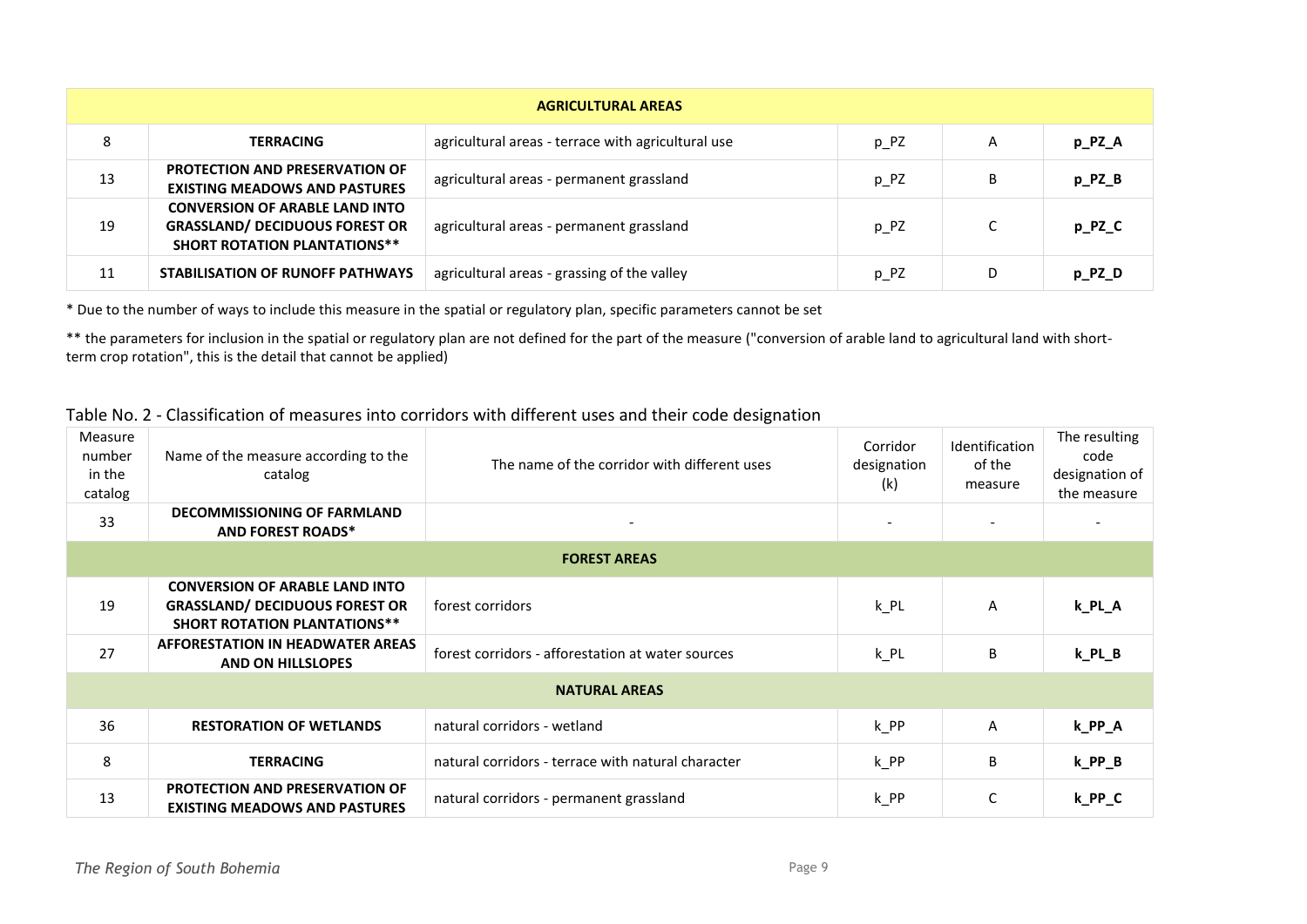| | | AGRICULTURAL AREAS | | | |
|---|---|---|---|---|---|
| 8 | **TERRACING** | agricultural areas - terrace with agricultural use | p_PZ | A | **p_PZ_A** |
| 13 | **PROTECTION AND PRESERVATION OF EXISTING MEADOWS AND PASTURES** | agricultural areas - permanent grassland | p_PZ | B | **p_PZ_B** |
| 19 | **CONVERSION OF ARABLE LAND INTO GRASSLAND/ DECIDUOUS FOREST OR SHORT ROTATION PLANTATIONS**** | agricultural areas - permanent grassland | p_PZ | C | **p_PZ_C** |
| 11 | **STABILISATION OF RUNOFF PATHWAYS** | agricultural areas - grassing of the valley | p_PZ | D | **p_PZ_D** |

* Due to the number of ways to include this measure in the spatial or regulatory plan, specific parameters cannot be set

** the parameters for inclusion in the spatial or regulatory plan are not defined for the part of the measure ("conversion of arable land to agricultural land with short-term crop rotation", this is the detail that cannot be applied)

Table No. 2 - Classification of measures into corridors with different uses and their code designation

| Measure number in the catalog | Name of the measure according to the catalog | The name of the corridor with different uses | Corridor designation (k) | Identification of the measure | The resulting code designation of the measure |
|---|---|---|---|---|---|
| 33 | **DECOMMISSIONING OF FARMLAND AND FOREST ROADS*** | - | - | - | - |
| | | **FOREST AREAS** | | | |
| 19 | **CONVERSION OF ARABLE LAND INTO GRASSLAND/ DECIDUOUS FOREST OR SHORT ROTATION PLANTATIONS**** | forest corridors | k_PL | A | **k_PL_A** |
| 27 | **AFFORESTATION IN HEADWATER AREAS AND ON HILLSLOPES** | forest corridors - afforestation at water sources | k_PL | B | **k_PL_B** |
| | | **NATURAL AREAS** | | | |
| 36 | **RESTORATION OF WETLANDS** | natural corridors - wetland | k_PP | A | **k_PP_A** |
| 8 | **TERRACING** | natural corridors - terrace with natural character | k_PP | B | **k_PP_B** |
| 13 | **PROTECTION AND PRESERVATION OF EXISTING MEADOWS AND PASTURES** | natural corridors - permanent grassland | k_PP | C | **k_PP_C** |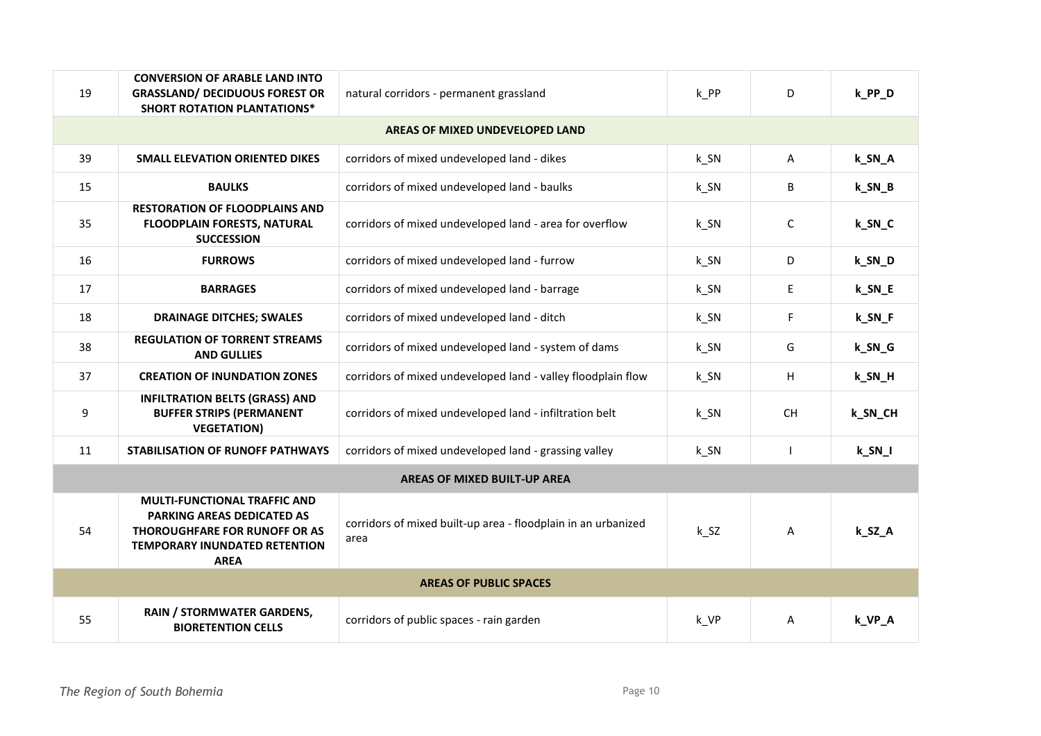| | | | | | |
|---|---|---|---|---|---|
| 19 | **CONVERSION OF ARABLE LAND INTO GRASSLAND/ DECIDUOUS FOREST OR SHORT ROTATION PLANTATIONS*** | natural corridors - permanent grassland | k_PP | D | **k_PP_D** |
| **AREAS OF MIXED UNDEVELOPED LAND** | | | | | |
| 39 | **SMALL ELEVATION ORIENTED DIKES** | corridors of mixed undeveloped land - dikes | k_SN | A | **k_SN_A** |
| 15 | **BAULKS** | corridors of mixed undeveloped land - baulks | k_SN | B | **k_SN_B** |
| 35 | **RESTORATION OF FLOODPLAINS AND FLOODPLAIN FORESTS, NATURAL SUCCESSION** | corridors of mixed undeveloped land - area for overflow | k_SN | C | **k_SN_C** |
| 16 | **FURROWS** | corridors of mixed undeveloped land - furrow | k_SN | D | **k_SN_D** |
| 17 | **BARRAGES** | corridors of mixed undeveloped land - barrage | k_SN | E | **k_SN_E** |
| 18 | **DRAINAGE DITCHES; SWALES** | corridors of mixed undeveloped land - ditch | k_SN | F | **k_SN_F** |
| 38 | **REGULATION OF TORRENT STREAMS AND GULLIES** | corridors of mixed undeveloped land - system of dams | k_SN | G | **k_SN_G** |
| 37 | **CREATION OF INUNDATION ZONES** | corridors of mixed undeveloped land - valley floodplain flow | k_SN | H | **k_SN_H** |
| 9 | **INFILTRATION BELTS (GRASS) AND BUFFER STRIPS (PERMANENT VEGETATION)** | corridors of mixed undeveloped land - infiltration belt | k_SN | CH | **k_SN_CH** |
| 11 | **STABILISATION OF RUNOFF PATHWAYS** | corridors of mixed undeveloped land - grassing valley | k_SN | I | **k_SN_I** |
| **AREAS OF MIXED BUILT-UP AREA** | | | | | |
| 54 | **MULTI-FUNCTIONAL TRAFFIC AND PARKING AREAS DEDICATED AS THOROUGHFARE FOR RUNOFF OR AS TEMPORARY INUNDATED RETENTION AREA** | corridors of mixed built-up area - floodplain in an urbanized area | k_SZ | A | **k_SZ_A** |
| **AREAS OF PUBLIC SPACES** | | | | | |
| 55 | **RAIN / STORMWATER GARDENS, BIORETENTION CELLS** | corridors of public spaces - rain garden | k_VP | A | **k_VP_A** |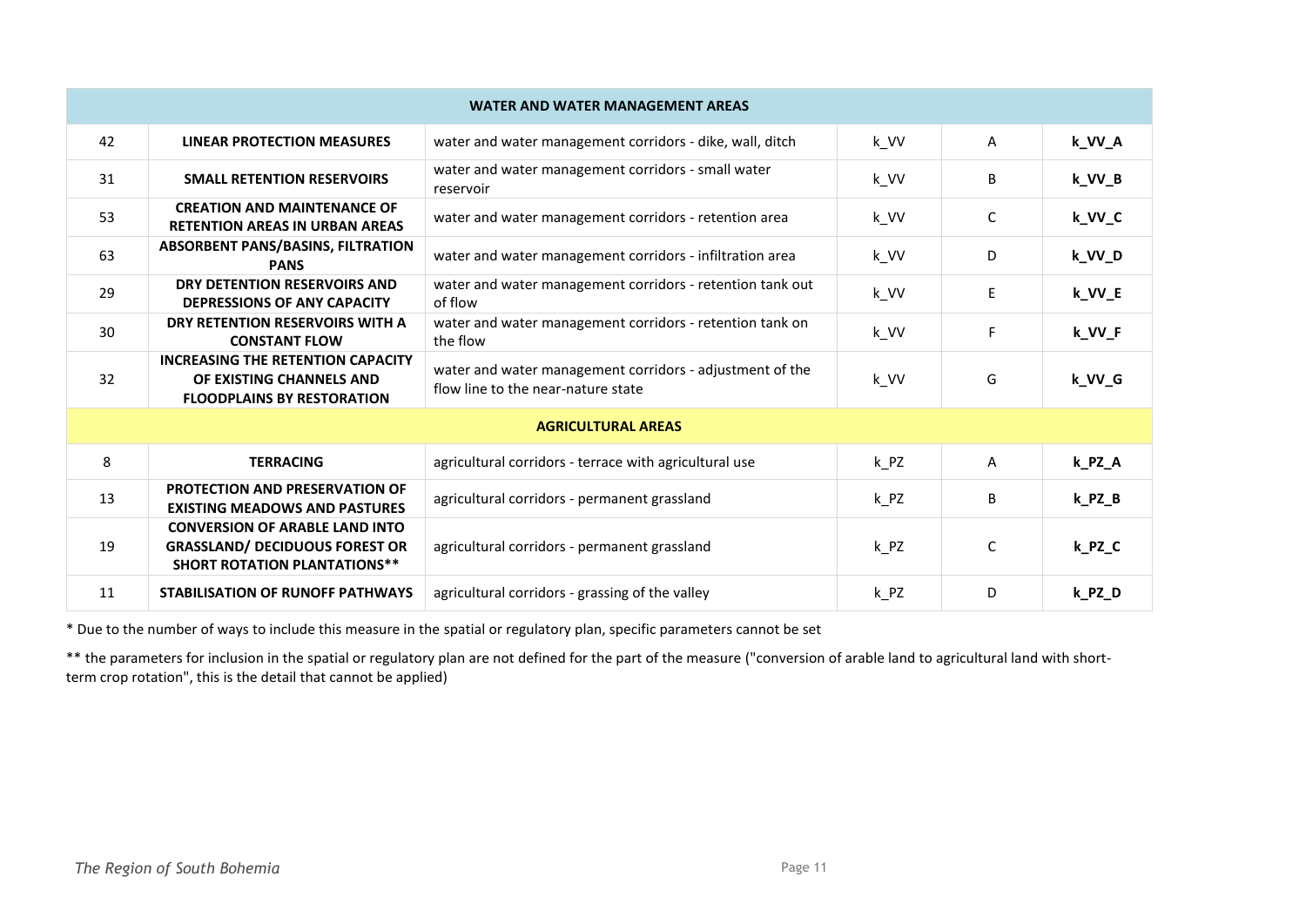| WATER AND WATER MANAGEMENT AREAS | | | | | |
|---|---|---|---|---|---|
| 42 | **LINEAR PROTECTION MEASURES** | water and water management corridors - dike, wall, ditch | k_VV | A | **k_VV_A** |
| 31 | **SMALL RETENTION RESERVOIRS** | water and water management corridors - small water reservoir | k_VV | B | **k_VV_B** |
| 53 | **CREATION AND MAINTENANCE OF RETENTION AREAS IN URBAN AREAS** | water and water management corridors - retention area | k_VV | C | **k_VV_C** |
| 63 | **ABSORBENT PANS/BASINS, FILTRATION PANS** | water and water management corridors - infiltration area | k_VV | D | **k_VV_D** |
| 29 | **DRY DETENTION RESERVOIRS AND DEPRESSIONS OF ANY CAPACITY** | water and water management corridors - retention tank out of flow | k_VV | E | **k_VV_E** |
| 30 | **DRY RETENTION RESERVOIRS WITH A CONSTANT FLOW** | water and water management corridors - retention tank on the flow | k_VV | F | **k_VV_F** |
| 32 | **INCREASING THE RETENTION CAPACITY OF EXISTING CHANNELS AND FLOODPLAINS BY RESTORATION** | water and water management corridors - adjustment of the flow line to the near-nature state | k_VV | G | **k_VV_G** |
| **AGRICULTURAL AREAS** | | | | | |
| 8 | **TERRACING** | agricultural corridors - terrace with agricultural use | k_PZ | A | **k_PZ_A** |
| 13 | **PROTECTION AND PRESERVATION OF EXISTING MEADOWS AND PASTURES** | agricultural corridors - permanent grassland | k_PZ | B | **k_PZ_B** |
| 19 | **CONVERSION OF ARABLE LAND INTO GRASSLAND/ DECIDUOUS FOREST OR SHORT ROTATION PLANTATIONS**** | agricultural corridors - permanent grassland | k_PZ | C | **k_PZ_C** |
| 11 | **STABILISATION OF RUNOFF PATHWAYS** | agricultural corridors - grassing of the valley | k_PZ | D | **k_PZ_D** |

* Due to the number of ways to include this measure in the spatial or regulatory plan, specific parameters cannot be set

** the parameters for inclusion in the spatial or regulatory plan are not defined for the part of the measure ("conversion of arable land to agricultural land with short-term crop rotation", this is the detail that cannot be applied)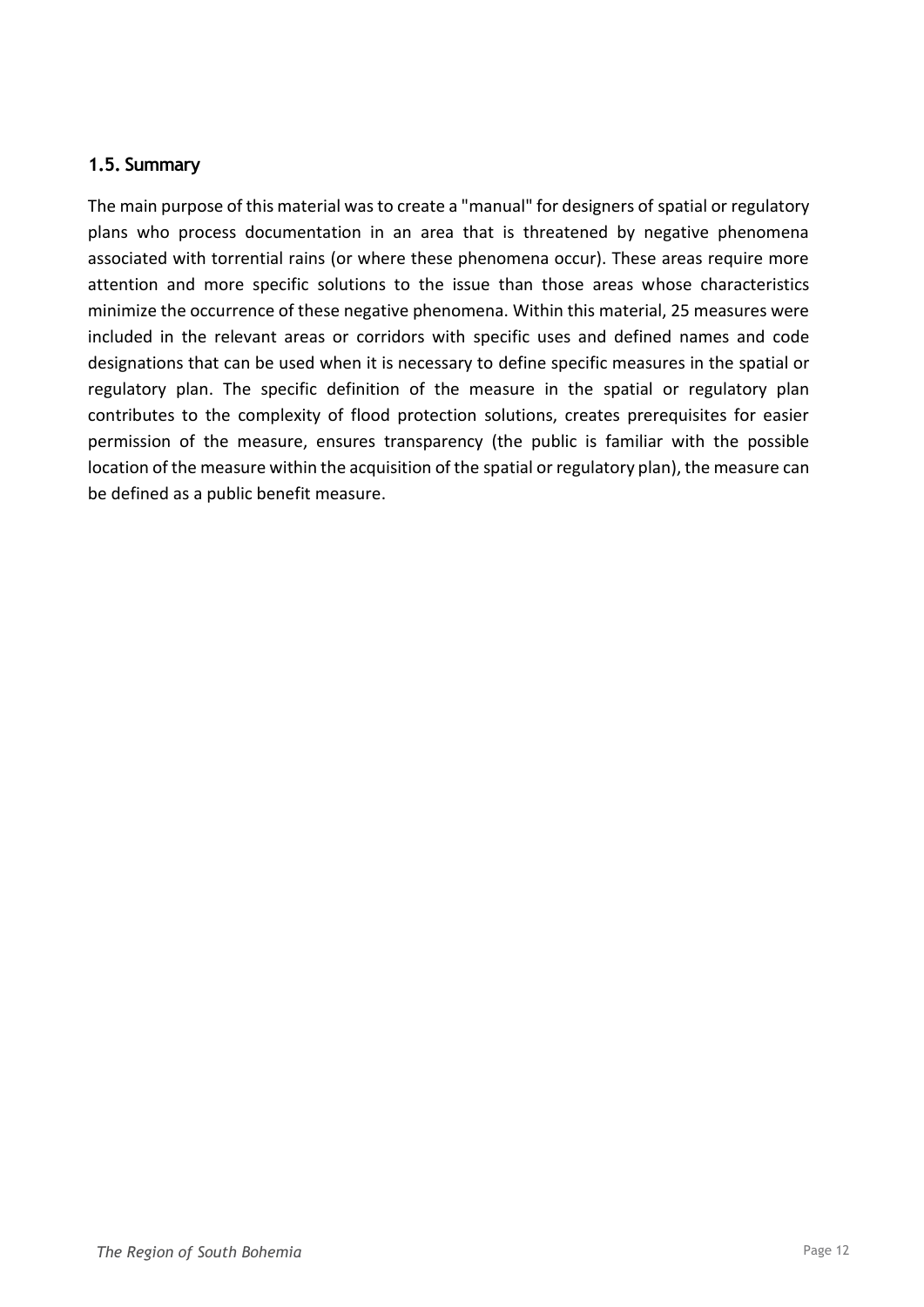### 1.5. Summary

The main purpose of this material was to create a "manual" for designers of spatial or regulatory plans who process documentation in an area that is threatened by negative phenomena associated with torrential rains (or where these phenomena occur). These areas require more attention and more specific solutions to the issue than those areas whose characteristics minimize the occurrence of these negative phenomena. Within this material, 25 measures were included in the relevant areas or corridors with specific uses and defined names and code designations that can be used when it is necessary to define specific measures in the spatial or regulatory plan. The specific definition of the measure in the spatial or regulatory plan contributes to the complexity of flood protection solutions, creates prerequisites for easier permission of the measure, ensures transparency (the public is familiar with the possible location of the measure within the acquisition of the spatial or regulatory plan), the measure can be defined as a public benefit measure.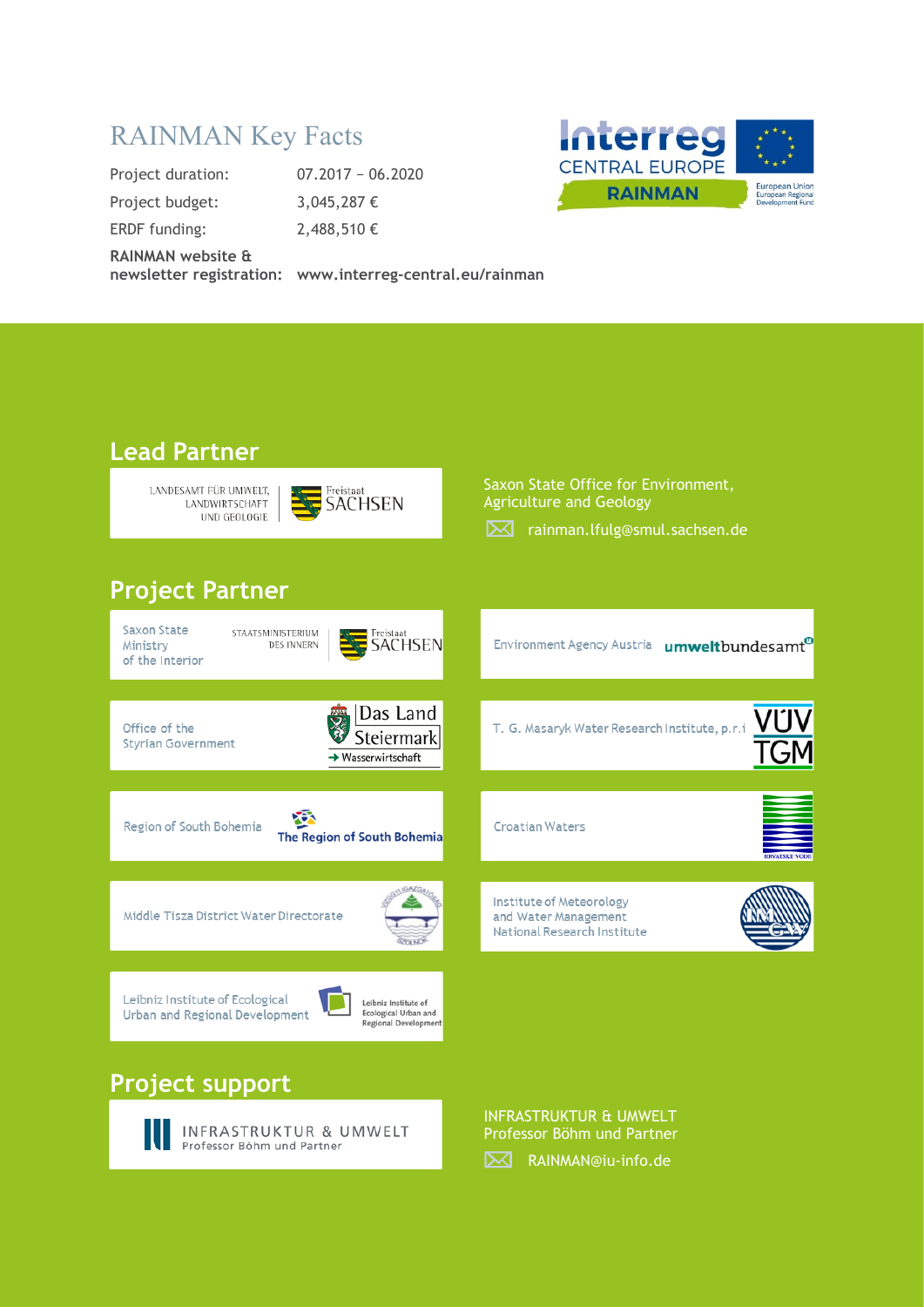## RAINMAN Key Facts

| | |
|---|---|
| Project duration: | 07.2017 – 06.2020 |
| Project budget: | 3,045,287 € |
| ERDF funding: | 2,488,510 € |
| **RAINMAN website & newsletter registration:** | **www.interreg-central.eu/rainman** |

Interreg CENTRAL EUROPE
RAINMAN
European Union
European Regional Development Fund

## Lead Partner

LANDESAMT FÜR UMWELT, LANDWIRTSCHAFT UND GEOLOGIE | Freistaat SACHSEN

Saxon State Office for Environment, Agriculture and Geology

rainman.lfulg@smul.sachsen.de

## Project Partner

Saxon State Ministry of the Interior — STAATSMINISTERIUM DES INNERN | Freistaat SACHSEN

Environment Agency Austria — umweltbundesamt

Office of the Styrian Government — Das Land Steiermark → Wasserwirtschaft

T. G. Masaryk Water Research Institute, p.r.i. — VÚV TGM

Region of South Bohemia — The Region of South Bohemia

Croatian Waters — HRVATSKE VODE

Middle Tisza District Water Directorate

Institute of Meteorology and Water Management National Research Institute — IMGW

Leibniz Institute of Ecological Urban and Regional Development — Leibniz Institute of Ecological Urban and Regional Development

## Project support

INFRASTRUKTUR & UMWELT Professor Böhm und Partner

INFRASTRUKTUR & UMWELT
Professor Böhm und Partner

RAINMAN@iu-info.de